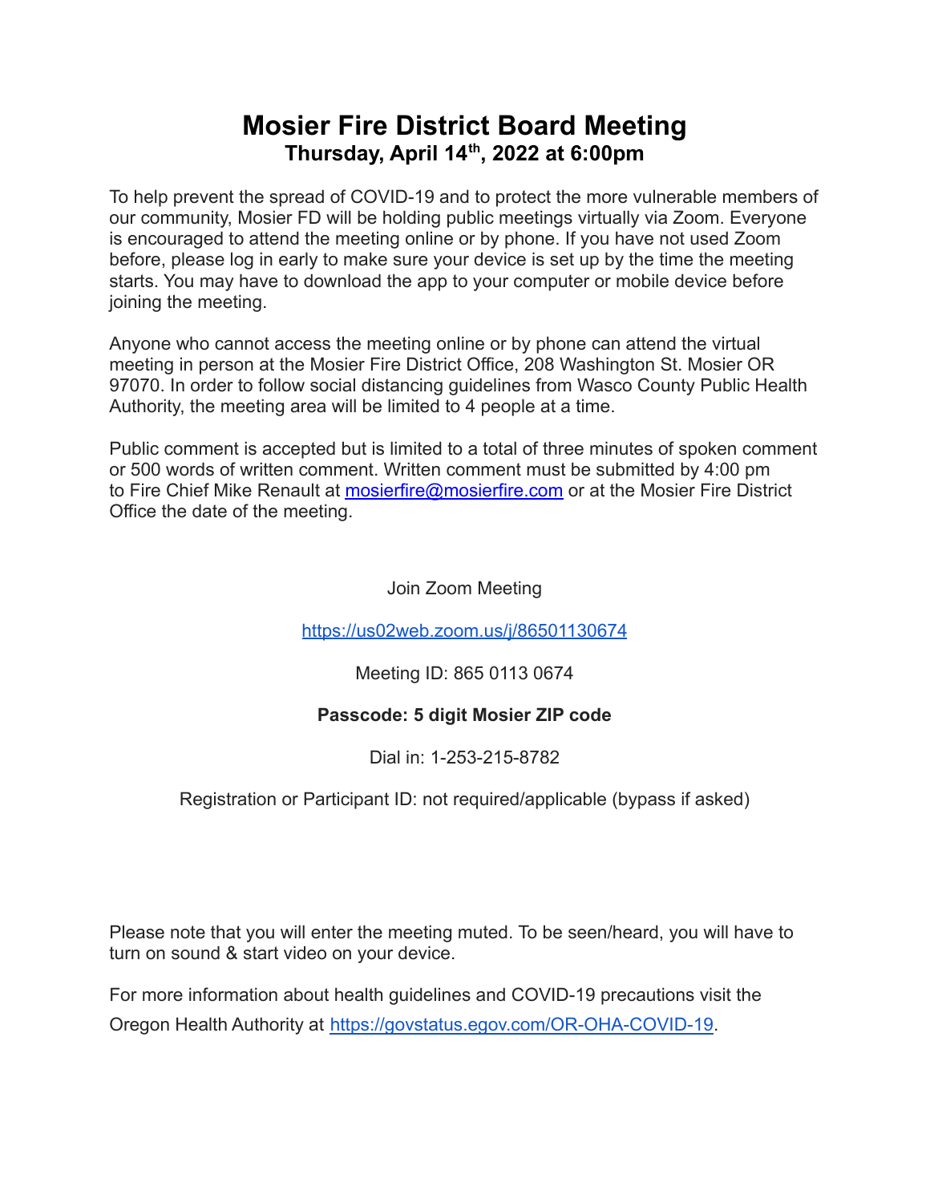# Mosier Fire District Board Meeting

## Thursday, April 14th, 2022 at 6:00pm

To help prevent the spread of COVID-19 and to protect the more vulnerable members of our community, Mosier FD will be holding public meetings virtually via Zoom. Everyone is encouraged to attend the meeting online or by phone. If you have not used Zoom before, please log in early to make sure your device is set up by the time the meeting starts. You may have to download the app to your computer or mobile device before joining the meeting.

Anyone who cannot access the meeting online or by phone can attend the virtual meeting in person at the Mosier Fire District Office, 208 Washington St. Mosier OR 97070. In order to follow social distancing guidelines from Wasco County Public Health Authority, the meeting area will be limited to 4 people at a time.

Public comment is accepted but is limited to a total of three minutes of spoken comment or 500 words of written comment. Written comment must be submitted by 4:00 pm to Fire Chief Mike Renault at mosierfire@mosierfire.com or at the Mosier Fire District Office the date of the meeting.

Join Zoom Meeting

https://us02web.zoom.us/j/86501130674

Meeting ID: 865 0113 0674

**Passcode: 5 digit Mosier ZIP code**

Dial in: 1-253-215-8782

Registration or Participant ID: not required/applicable (bypass if asked)

Please note that you will enter the meeting muted. To be seen/heard, you will have to turn on sound & start video on your device.

For more information about health guidelines and COVID-19 precautions visit the Oregon Health Authority at https://govstatus.egov.com/OR-OHA-COVID-19.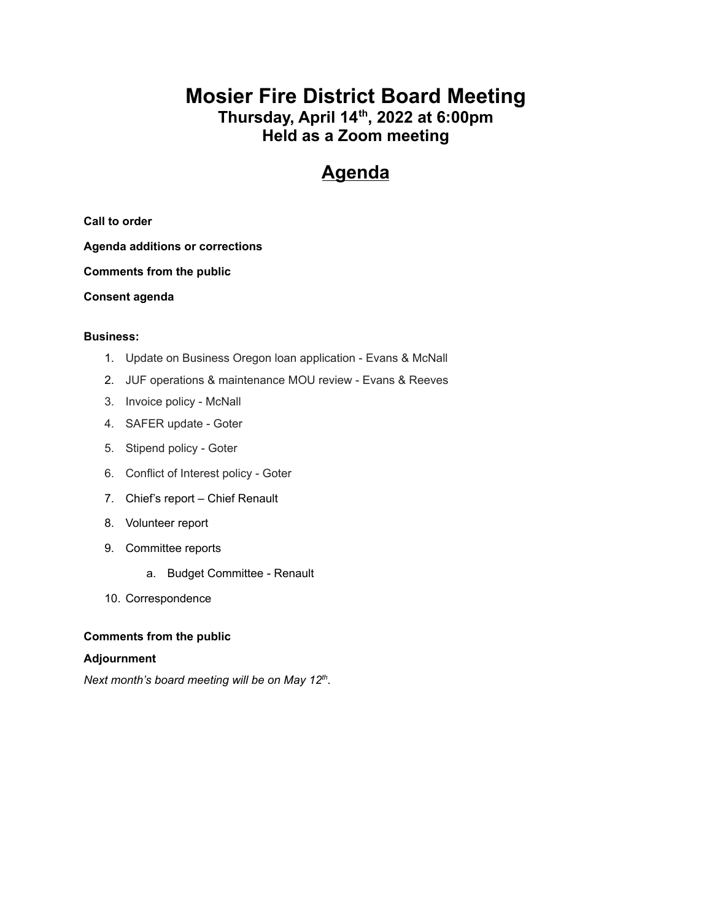# Mosier Fire District Board Meeting

### Thursday, April 14th, 2022 at 6:00pm
### Held as a Zoom meeting

## Agenda

**Call to order**

**Agenda additions or corrections**

**Comments from the public**

**Consent agenda**

**Business:**

1. Update on Business Oregon loan application - Evans & McNall
2. JUF operations & maintenance MOU review - Evans & Reeves
3. Invoice policy - McNall
4. SAFER update - Goter
5. Stipend policy - Goter
6. Conflict of Interest policy - Goter
7. Chief's report – Chief Renault
8. Volunteer report
9. Committee reports
   a. Budget Committee - Renault
10. Correspondence

**Comments from the public**

**Adjournment**

*Next month's board meeting will be on May 12th.*